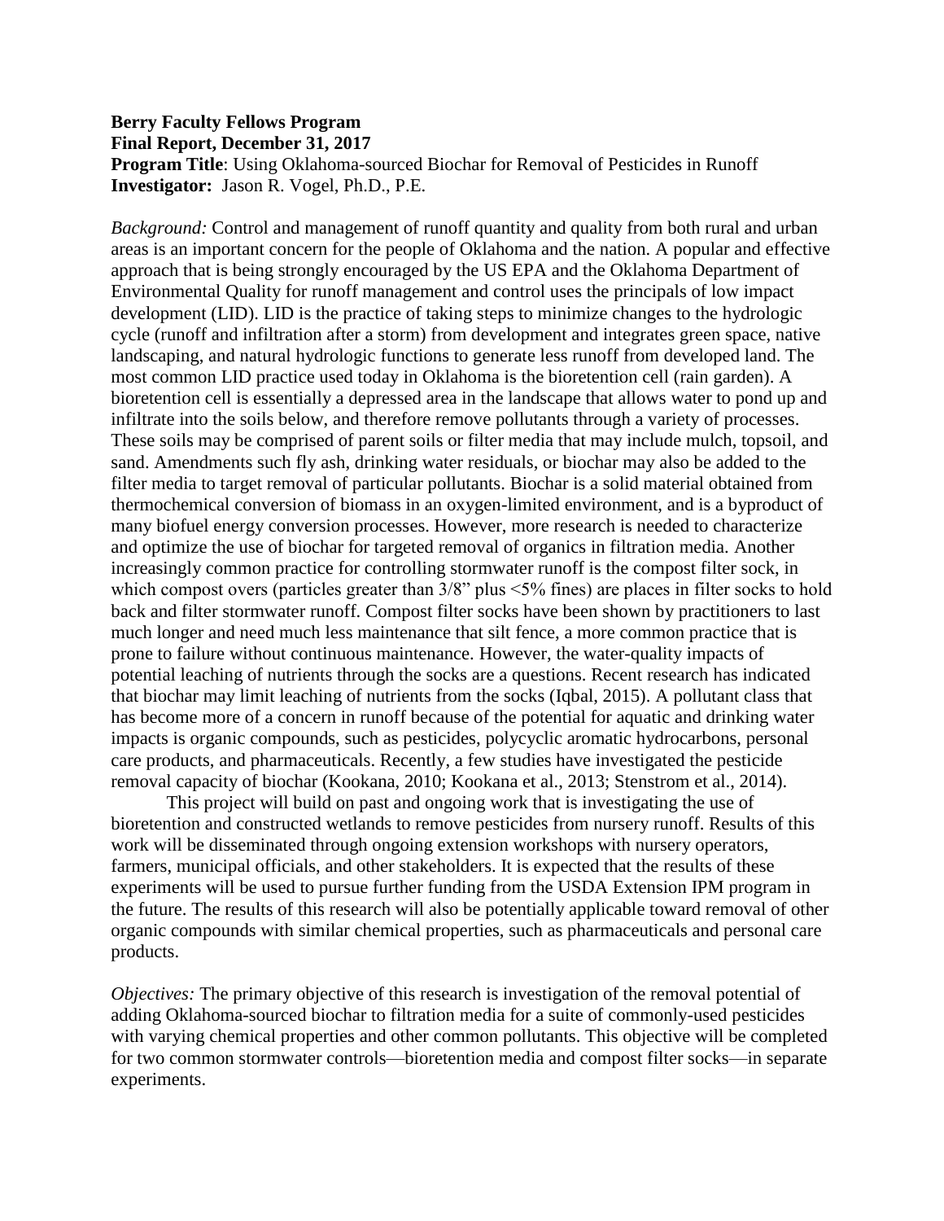**Berry Faculty Fellows Program**
**Final Report, December 31, 2017**
**Program Title**: Using Oklahoma-sourced Biochar for Removal of Pesticides in Runoff
**Investigator:** Jason R. Vogel, Ph.D., P.E.

*Background:* Control and management of runoff quantity and quality from both rural and urban areas is an important concern for the people of Oklahoma and the nation. A popular and effective approach that is being strongly encouraged by the US EPA and the Oklahoma Department of Environmental Quality for runoff management and control uses the principals of low impact development (LID). LID is the practice of taking steps to minimize changes to the hydrologic cycle (runoff and infiltration after a storm) from development and integrates green space, native landscaping, and natural hydrologic functions to generate less runoff from developed land. The most common LID practice used today in Oklahoma is the bioretention cell (rain garden). A bioretention cell is essentially a depressed area in the landscape that allows water to pond up and infiltrate into the soils below, and therefore remove pollutants through a variety of processes. These soils may be comprised of parent soils or filter media that may include mulch, topsoil, and sand. Amendments such fly ash, drinking water residuals, or biochar may also be added to the filter media to target removal of particular pollutants. Biochar is a solid material obtained from thermochemical conversion of biomass in an oxygen-limited environment, and is a byproduct of many biofuel energy conversion processes. However, more research is needed to characterize and optimize the use of biochar for targeted removal of organics in filtration media. Another increasingly common practice for controlling stormwater runoff is the compost filter sock, in which compost overs (particles greater than 3/8" plus <5% fines) are places in filter socks to hold back and filter stormwater runoff. Compost filter socks have been shown by practitioners to last much longer and need much less maintenance that silt fence, a more common practice that is prone to failure without continuous maintenance. However, the water-quality impacts of potential leaching of nutrients through the socks are a questions. Recent research has indicated that biochar may limit leaching of nutrients from the socks (Iqbal, 2015). A pollutant class that has become more of a concern in runoff because of the potential for aquatic and drinking water impacts is organic compounds, such as pesticides, polycyclic aromatic hydrocarbons, personal care products, and pharmaceuticals. Recently, a few studies have investigated the pesticide removal capacity of biochar (Kookana, 2010; Kookana et al., 2013; Stenstrom et al., 2014).

This project will build on past and ongoing work that is investigating the use of bioretention and constructed wetlands to remove pesticides from nursery runoff. Results of this work will be disseminated through ongoing extension workshops with nursery operators, farmers, municipal officials, and other stakeholders. It is expected that the results of these experiments will be used to pursue further funding from the USDA Extension IPM program in the future. The results of this research will also be potentially applicable toward removal of other organic compounds with similar chemical properties, such as pharmaceuticals and personal care products.

*Objectives:* The primary objective of this research is investigation of the removal potential of adding Oklahoma-sourced biochar to filtration media for a suite of commonly-used pesticides with varying chemical properties and other common pollutants. This objective will be completed for two common stormwater controls—bioretention media and compost filter socks—in separate experiments.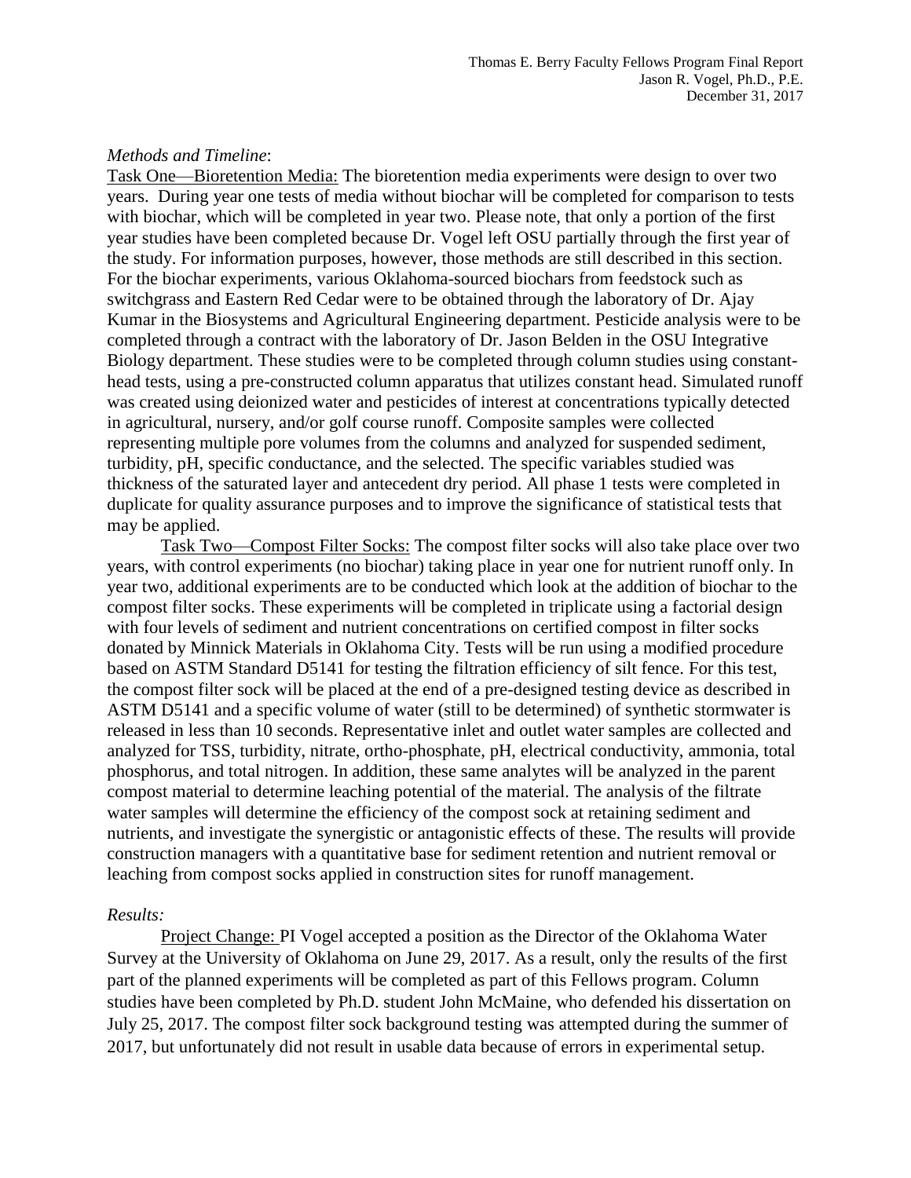*Methods and Timeline*:

Task One—Bioretention Media: The bioretention media experiments were design to over two years. During year one tests of media without biochar will be completed for comparison to tests with biochar, which will be completed in year two. Please note, that only a portion of the first year studies have been completed because Dr. Vogel left OSU partially through the first year of the study. For information purposes, however, those methods are still described in this section. For the biochar experiments, various Oklahoma-sourced biochars from feedstock such as switchgrass and Eastern Red Cedar were to be obtained through the laboratory of Dr. Ajay Kumar in the Biosystems and Agricultural Engineering department. Pesticide analysis were to be completed through a contract with the laboratory of Dr. Jason Belden in the OSU Integrative Biology department. These studies were to be completed through column studies using constant-head tests, using a pre-constructed column apparatus that utilizes constant head. Simulated runoff was created using deionized water and pesticides of interest at concentrations typically detected in agricultural, nursery, and/or golf course runoff. Composite samples were collected representing multiple pore volumes from the columns and analyzed for suspended sediment, turbidity, pH, specific conductance, and the selected. The specific variables studied was thickness of the saturated layer and antecedent dry period. All phase 1 tests were completed in duplicate for quality assurance purposes and to improve the significance of statistical tests that may be applied.

Task Two—Compost Filter Socks: The compost filter socks will also take place over two years, with control experiments (no biochar) taking place in year one for nutrient runoff only. In year two, additional experiments are to be conducted which look at the addition of biochar to the compost filter socks. These experiments will be completed in triplicate using a factorial design with four levels of sediment and nutrient concentrations on certified compost in filter socks donated by Minnick Materials in Oklahoma City. Tests will be run using a modified procedure based on ASTM Standard D5141 for testing the filtration efficiency of silt fence. For this test, the compost filter sock will be placed at the end of a pre-designed testing device as described in ASTM D5141 and a specific volume of water (still to be determined) of synthetic stormwater is released in less than 10 seconds. Representative inlet and outlet water samples are collected and analyzed for TSS, turbidity, nitrate, ortho-phosphate, pH, electrical conductivity, ammonia, total phosphorus, and total nitrogen. In addition, these same analytes will be analyzed in the parent compost material to determine leaching potential of the material. The analysis of the filtrate water samples will determine the efficiency of the compost sock at retaining sediment and nutrients, and investigate the synergistic or antagonistic effects of these. The results will provide construction managers with a quantitative base for sediment retention and nutrient removal or leaching from compost socks applied in construction sites for runoff management.

*Results:*

Project Change: PI Vogel accepted a position as the Director of the Oklahoma Water Survey at the University of Oklahoma on June 29, 2017. As a result, only the results of the first part of the planned experiments will be completed as part of this Fellows program. Column studies have been completed by Ph.D. student John McMaine, who defended his dissertation on July 25, 2017. The compost filter sock background testing was attempted during the summer of 2017, but unfortunately did not result in usable data because of errors in experimental setup.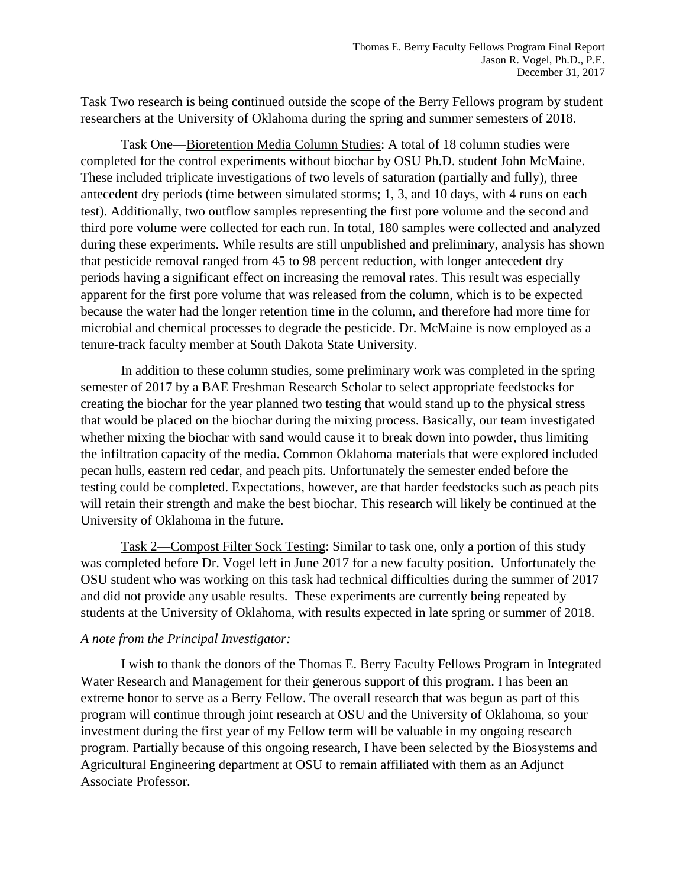Task Two research is being continued outside the scope of the Berry Fellows program by student researchers at the University of Oklahoma during the spring and summer semesters of 2018.

Task One—Bioretention Media Column Studies: A total of 18 column studies were completed for the control experiments without biochar by OSU Ph.D. student John McMaine. These included triplicate investigations of two levels of saturation (partially and fully), three antecedent dry periods (time between simulated storms; 1, 3, and 10 days, with 4 runs on each test). Additionally, two outflow samples representing the first pore volume and the second and third pore volume were collected for each run. In total, 180 samples were collected and analyzed during these experiments. While results are still unpublished and preliminary, analysis has shown that pesticide removal ranged from 45 to 98 percent reduction, with longer antecedent dry periods having a significant effect on increasing the removal rates. This result was especially apparent for the first pore volume that was released from the column, which is to be expected because the water had the longer retention time in the column, and therefore had more time for microbial and chemical processes to degrade the pesticide. Dr. McMaine is now employed as a tenure-track faculty member at South Dakota State University.

In addition to these column studies, some preliminary work was completed in the spring semester of 2017 by a BAE Freshman Research Scholar to select appropriate feedstocks for creating the biochar for the year planned two testing that would stand up to the physical stress that would be placed on the biochar during the mixing process. Basically, our team investigated whether mixing the biochar with sand would cause it to break down into powder, thus limiting the infiltration capacity of the media. Common Oklahoma materials that were explored included pecan hulls, eastern red cedar, and peach pits. Unfortunately the semester ended before the testing could be completed. Expectations, however, are that harder feedstocks such as peach pits will retain their strength and make the best biochar. This research will likely be continued at the University of Oklahoma in the future.

Task 2—Compost Filter Sock Testing: Similar to task one, only a portion of this study was completed before Dr. Vogel left in June 2017 for a new faculty position. Unfortunately the OSU student who was working on this task had technical difficulties during the summer of 2017 and did not provide any usable results. These experiments are currently being repeated by students at the University of Oklahoma, with results expected in late spring or summer of 2018.

*A note from the Principal Investigator:*

I wish to thank the donors of the Thomas E. Berry Faculty Fellows Program in Integrated Water Research and Management for their generous support of this program. I has been an extreme honor to serve as a Berry Fellow. The overall research that was begun as part of this program will continue through joint research at OSU and the University of Oklahoma, so your investment during the first year of my Fellow term will be valuable in my ongoing research program. Partially because of this ongoing research, I have been selected by the Biosystems and Agricultural Engineering department at OSU to remain affiliated with them as an Adjunct Associate Professor.